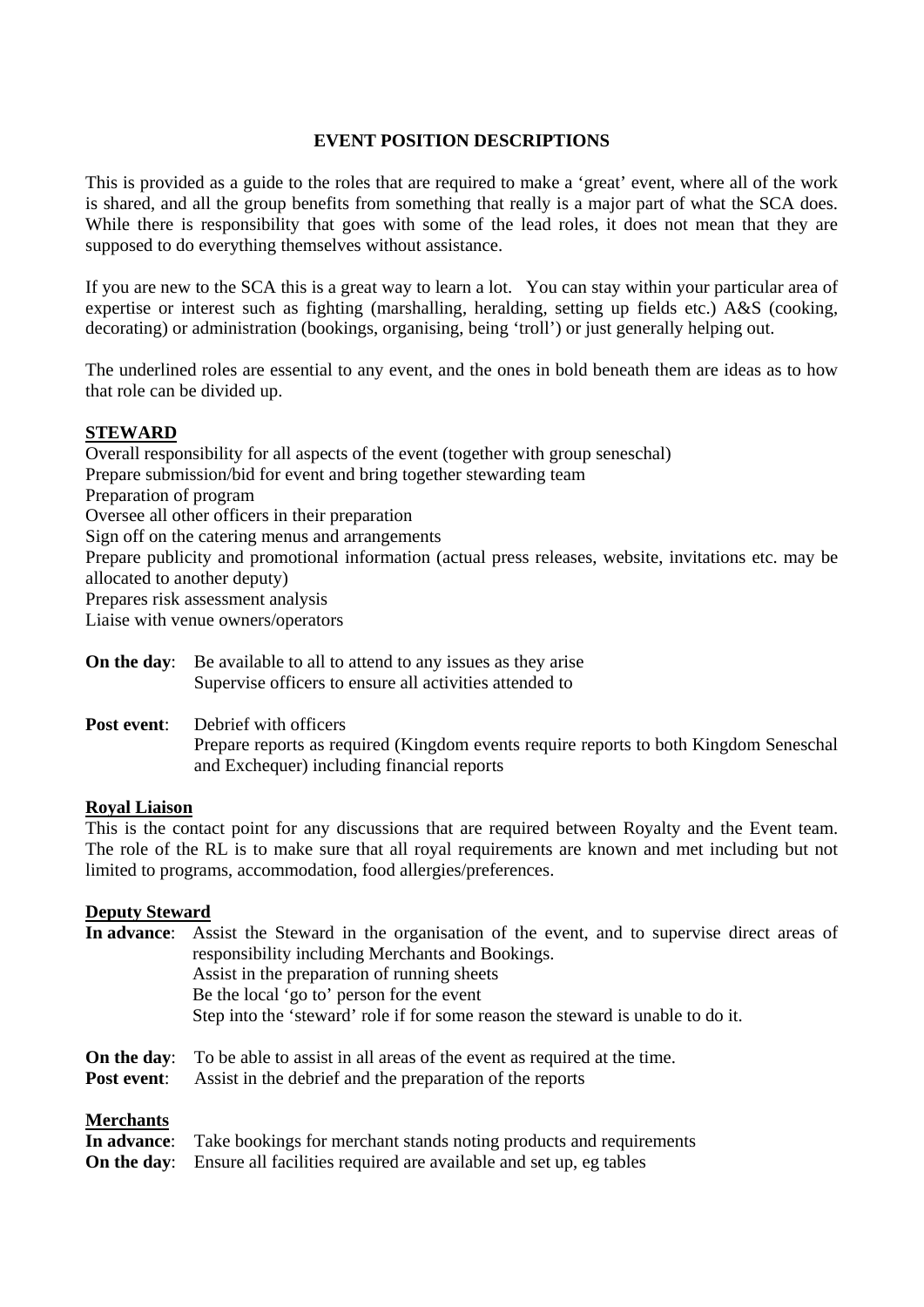# EVENT POSITION DESCRIPTIONS

This is provided as a guide to the roles that are required to make a 'great' event, where all of the work is shared, and all the group benefits from something that really is a major part of what the SCA does. While there is responsibility that goes with some of the lead roles, it does not mean that they are supposed to do everything themselves without assistance.

If you are new to the SCA this is a great way to learn a lot. You can stay within your particular area of expertise or interest such as fighting (marshalling, heralding, setting up fields etc.) A&S (cooking, decorating) or administration (bookings, organising, being 'troll') or just generally helping out.

The underlined roles are essential to any event, and the ones in bold beneath them are ideas as to how that role can be divided up.

## STEWARD

Overall responsibility for all aspects of the event (together with group seneschal)
Prepare submission/bid for event and bring together stewarding team
Preparation of program
Oversee all other officers in their preparation
Sign off on the catering menus and arrangements
Prepare publicity and promotional information (actual press releases, website, invitations etc. may be allocated to another deputy)
Prepares risk assessment analysis
Liaise with venue owners/operators

**On the day**: Be available to all to attend to any issues as they arise
Supervise officers to ensure all activities attended to

**Post event**: Debrief with officers
Prepare reports as required (Kingdom events require reports to both Kingdom Seneschal and Exchequer) including financial reports

### Royal Liaison

This is the contact point for any discussions that are required between Royalty and the Event team. The role of the RL is to make sure that all royal requirements are known and met including but not limited to programs, accommodation, food allergies/preferences.

### Deputy Steward

**In advance**: Assist the Steward in the organisation of the event, and to supervise direct areas of responsibility including Merchants and Bookings.
Assist in the preparation of running sheets
Be the local 'go to' person for the event
Step into the 'steward' role if for some reason the steward is unable to do it.

**On the day**: To be able to assist in all areas of the event as required at the time.
**Post event**: Assist in the debrief and the preparation of the reports

### Merchants

**In advance**: Take bookings for merchant stands noting products and requirements
**On the day**: Ensure all facilities required are available and set up, eg tables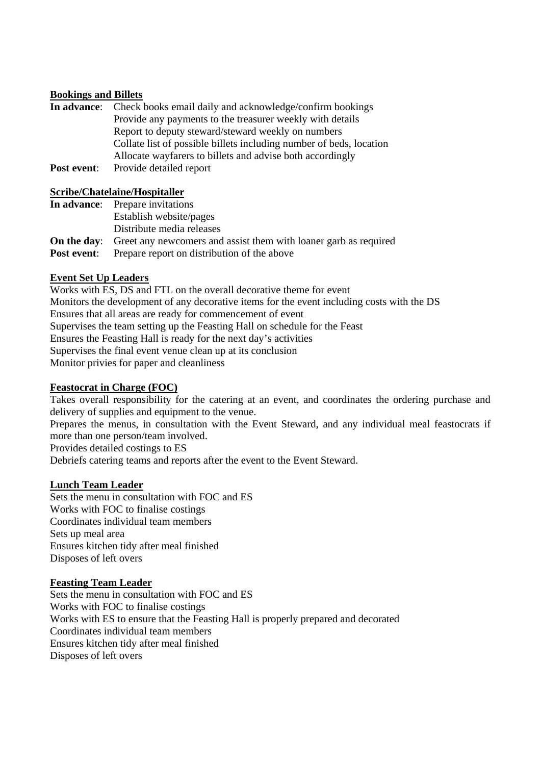**Bookings and Billets**

**In advance**: Check books email daily and acknowledge/confirm bookings
Provide any payments to the treasurer weekly with details
Report to deputy steward/steward weekly on numbers
Collate list of possible billets including number of beds, location
Allocate wayfarers to billets and advise both accordingly

**Post event**: Provide detailed report

**Scribe/Chatelaine/Hospitaller**

**In advance**: Prepare invitations
Establish website/pages
Distribute media releases

**On the day**: Greet any newcomers and assist them with loaner garb as required

**Post event**: Prepare report on distribution of the above

**Event Set Up Leaders**

Works with ES, DS and FTL on the overall decorative theme for event
Monitors the development of any decorative items for the event including costs with the DS
Ensures that all areas are ready for commencement of event
Supervises the team setting up the Feasting Hall on schedule for the Feast
Ensures the Feasting Hall is ready for the next day's activities
Supervises the final event venue clean up at its conclusion
Monitor privies for paper and cleanliness

**Feastocrat in Charge (FOC)**

Takes overall responsibility for the catering at an event, and coordinates the ordering purchase and delivery of supplies and equipment to the venue.
Prepares the menus, in consultation with the Event Steward, and any individual meal feastocrats if more than one person/team involved.
Provides detailed costings to ES
Debriefs catering teams and reports after the event to the Event Steward.

**Lunch Team Leader**

Sets the menu in consultation with FOC and ES
Works with FOC to finalise costings
Coordinates individual team members
Sets up meal area
Ensures kitchen tidy after meal finished
Disposes of left overs

**Feasting Team Leader**

Sets the menu in consultation with FOC and ES
Works with FOC to finalise costings
Works with ES to ensure that the Feasting Hall is properly prepared and decorated
Coordinates individual team members
Ensures kitchen tidy after meal finished
Disposes of left overs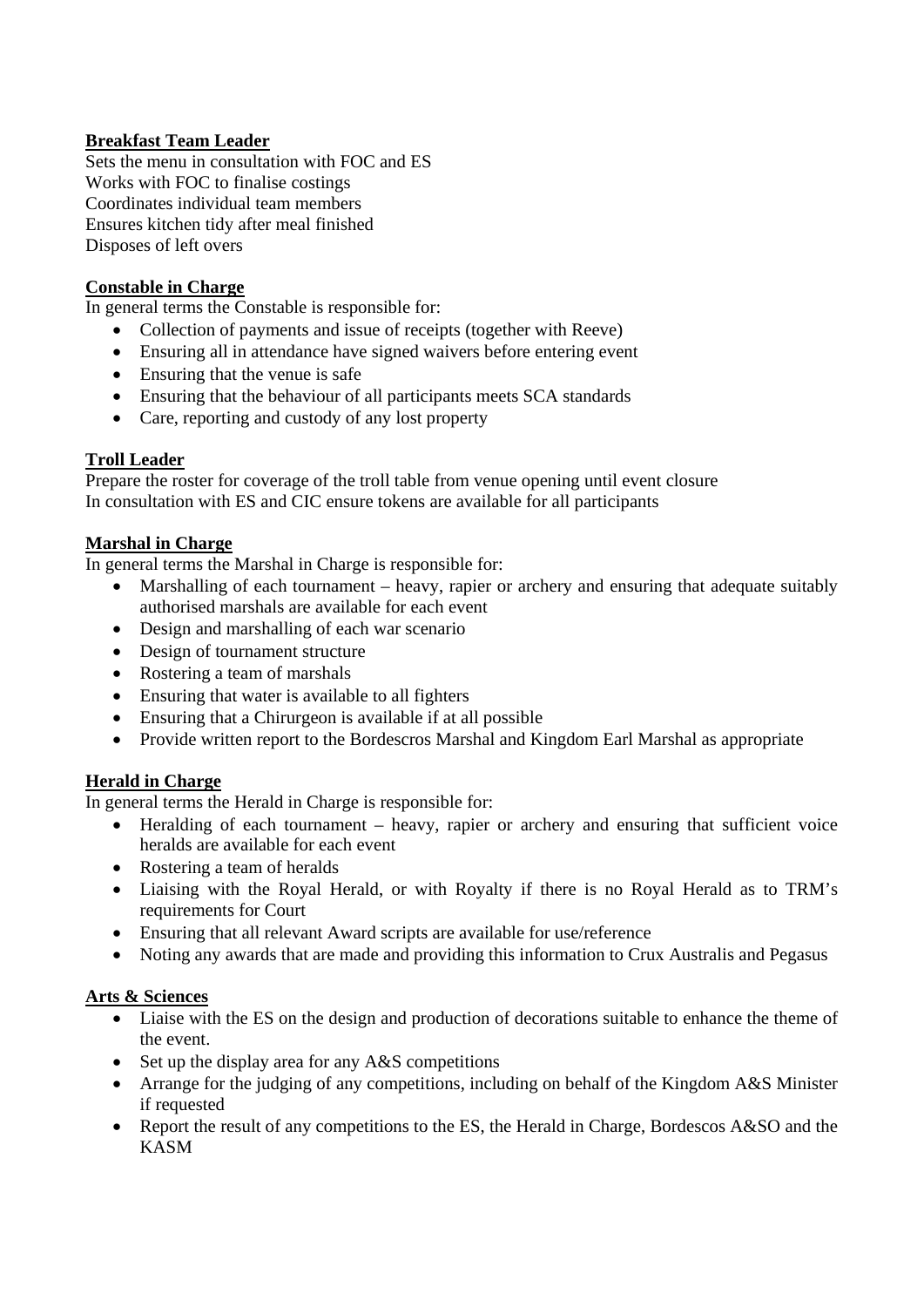**Breakfast Team Leader**

Sets the menu in consultation with FOC and ES
Works with FOC to finalise costings
Coordinates individual team members
Ensures kitchen tidy after meal finished
Disposes of left overs

**Constable in Charge**

In general terms the Constable is responsible for:

- Collection of payments and issue of receipts (together with Reeve)
- Ensuring all in attendance have signed waivers before entering event
- Ensuring that the venue is safe
- Ensuring that the behaviour of all participants meets SCA standards
- Care, reporting and custody of any lost property

**Troll Leader**

Prepare the roster for coverage of the troll table from venue opening until event closure
In consultation with ES and CIC ensure tokens are available for all participants

**Marshal in Charge**

In general terms the Marshal in Charge is responsible for:

- Marshalling of each tournament – heavy, rapier or archery and ensuring that adequate suitably authorised marshals are available for each event
- Design and marshalling of each war scenario
- Design of tournament structure
- Rostering a team of marshals
- Ensuring that water is available to all fighters
- Ensuring that a Chirurgeon is available if at all possible
- Provide written report to the Bordescros Marshal and Kingdom Earl Marshal as appropriate

**Herald in Charge**

In general terms the Herald in Charge is responsible for:

- Heralding of each tournament – heavy, rapier or archery and ensuring that sufficient voice heralds are available for each event
- Rostering a team of heralds
- Liaising with the Royal Herald, or with Royalty if there is no Royal Herald as to TRM's requirements for Court
- Ensuring that all relevant Award scripts are available for use/reference
- Noting any awards that are made and providing this information to Crux Australis and Pegasus

**Arts & Sciences**

- Liaise with the ES on the design and production of decorations suitable to enhance the theme of the event.
- Set up the display area for any A&S competitions
- Arrange for the judging of any competitions, including on behalf of the Kingdom A&S Minister if requested
- Report the result of any competitions to the ES, the Herald in Charge, Bordescos A&SO and the KASM